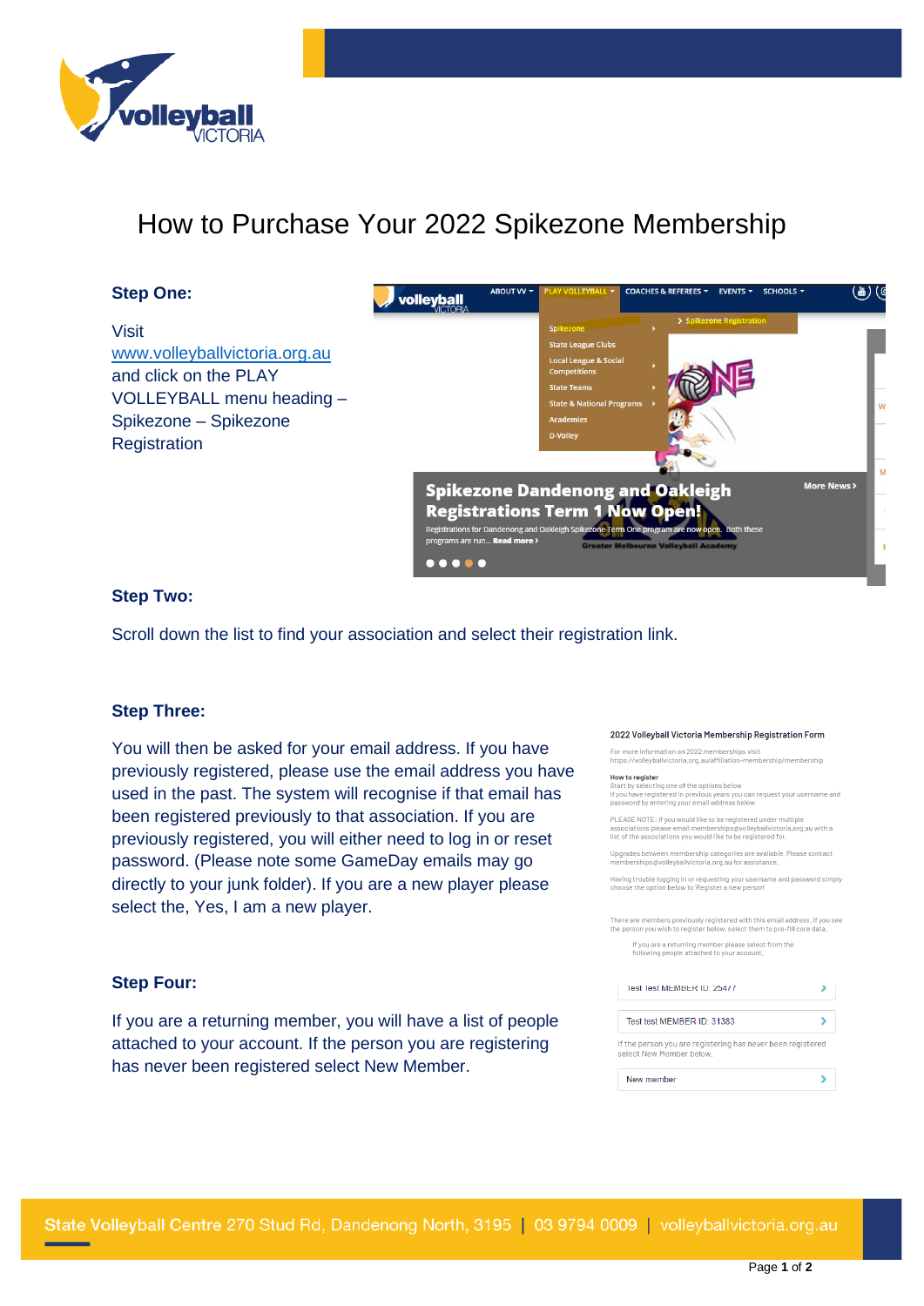# How to Purchase Your 2022 Spikezone Membership

**Step One:**

Visit [www.volleyballvictoria.org.au](http://www.volleyballvictoria.org.au) and click on the PLAY VOLLEYBALL menu heading – Spikezone – Spikezone Registration

**Step Two:**

Scroll down the list to find your association and select their registration link.

**Step Three:**

You will then be asked for your email address. If you have previously registered, please use the email address you have used in the past. The system will recognise if that email has been registered previously to that association. If you are previously registered, you will either need to log in or reset password. (Please note some GameDay emails may go directly to your junk folder). If you are a new player please select the, Yes, I am a new player.

**Step Four:**

If you are a returning member, you will have a list of people attached to your account. If the person you are registering has never been registered select New Member.

State Volleyball Centre 270 Stud Rd, Dandenong North, 3195 | 03 9794 0009 | volleyballvictoria.org.au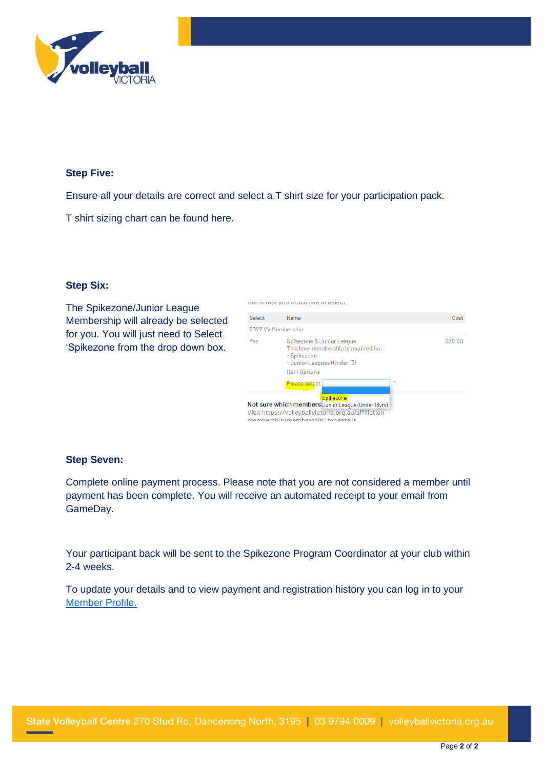**Step Five:**

Ensure all your details are correct and select a T shirt size for your participation pack.

T shirt sizing chart can be found here.

**Step Six:**

The Spikezone/Junior League Membership will already be selected for you. You will just need to Select 'Spikezone from the drop down box.

**Step Seven:**

Complete online payment process. Please note that you are not considered a member until payment has been complete. You will receive an automated receipt to your email from GameDay.

Your participant back will be sent to the Spikezone Program Coordinator at your club within 2-4 weeks.

To update your details and to view payment and registration history you can log in to your Member Profile.

State Volleyball Centre 270 Stud Rd, Dandenong North, 3195 | 03 9794 0009 | volleyballvictoria.org.au